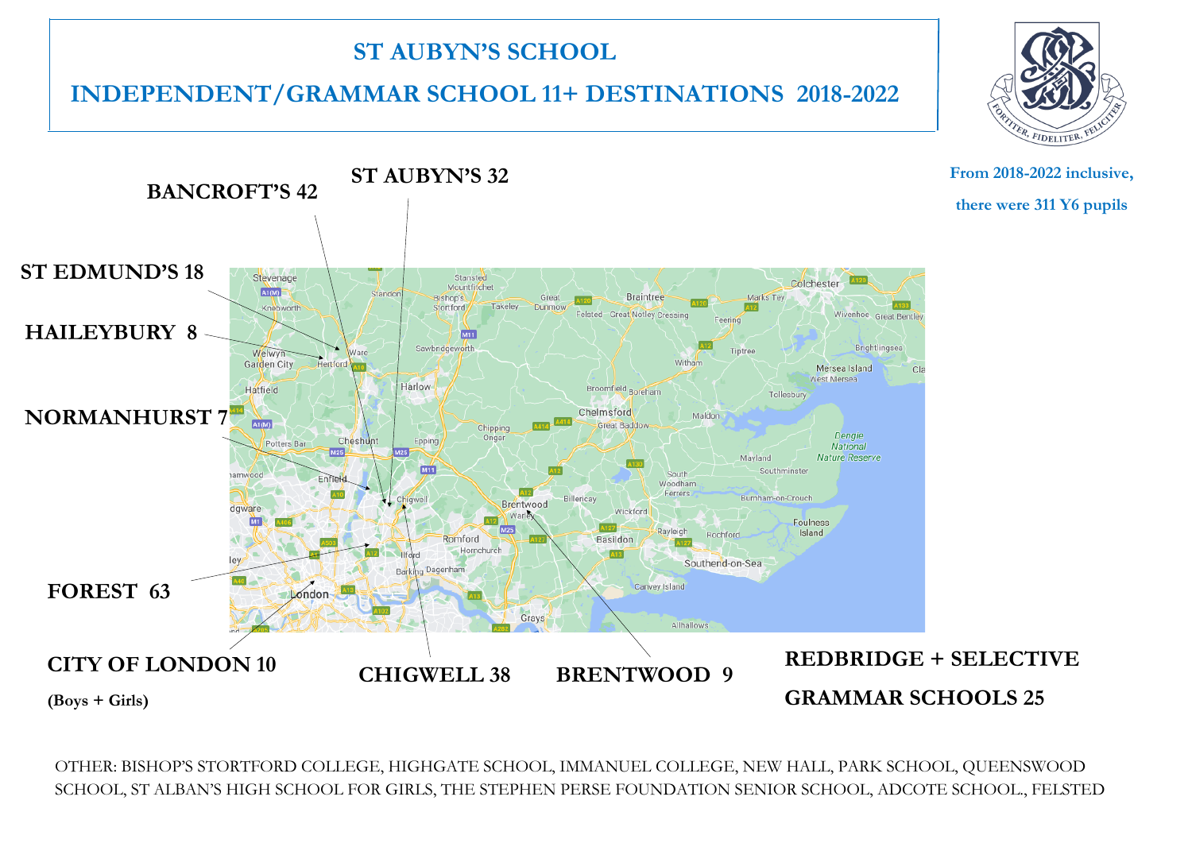# ST AUBYN'S SCHOOL

## INDEPENDENT/GRAMMAR SCHOOL 11+ DESTINATIONS 2018-2022

**From 2018-2022 inclusive, there were 311 Y6 pupils**

**BANCROFT'S 42**

**ST AUBYN'S 32**

**ST EDMUND'S 18**

**HAILEYBURY 8**

**NORMANHURST 7**

**FOREST 63**

**CITY OF LONDON 10**
**(Boys + Girls)**

**CHIGWELL 38**

**BRENTWOOD 9**

**REDBRIDGE + SELECTIVE GRAMMAR SCHOOLS 25**

OTHER: BISHOP'S STORTFORD COLLEGE, HIGHGATE SCHOOL, IMMANUEL COLLEGE, NEW HALL, PARK SCHOOL, QUEENSWOOD SCHOOL, ST ALBAN'S HIGH SCHOOL FOR GIRLS, THE STEPHEN PERSE FOUNDATION SENIOR SCHOOL, ADCOTE SCHOOL., FELSTED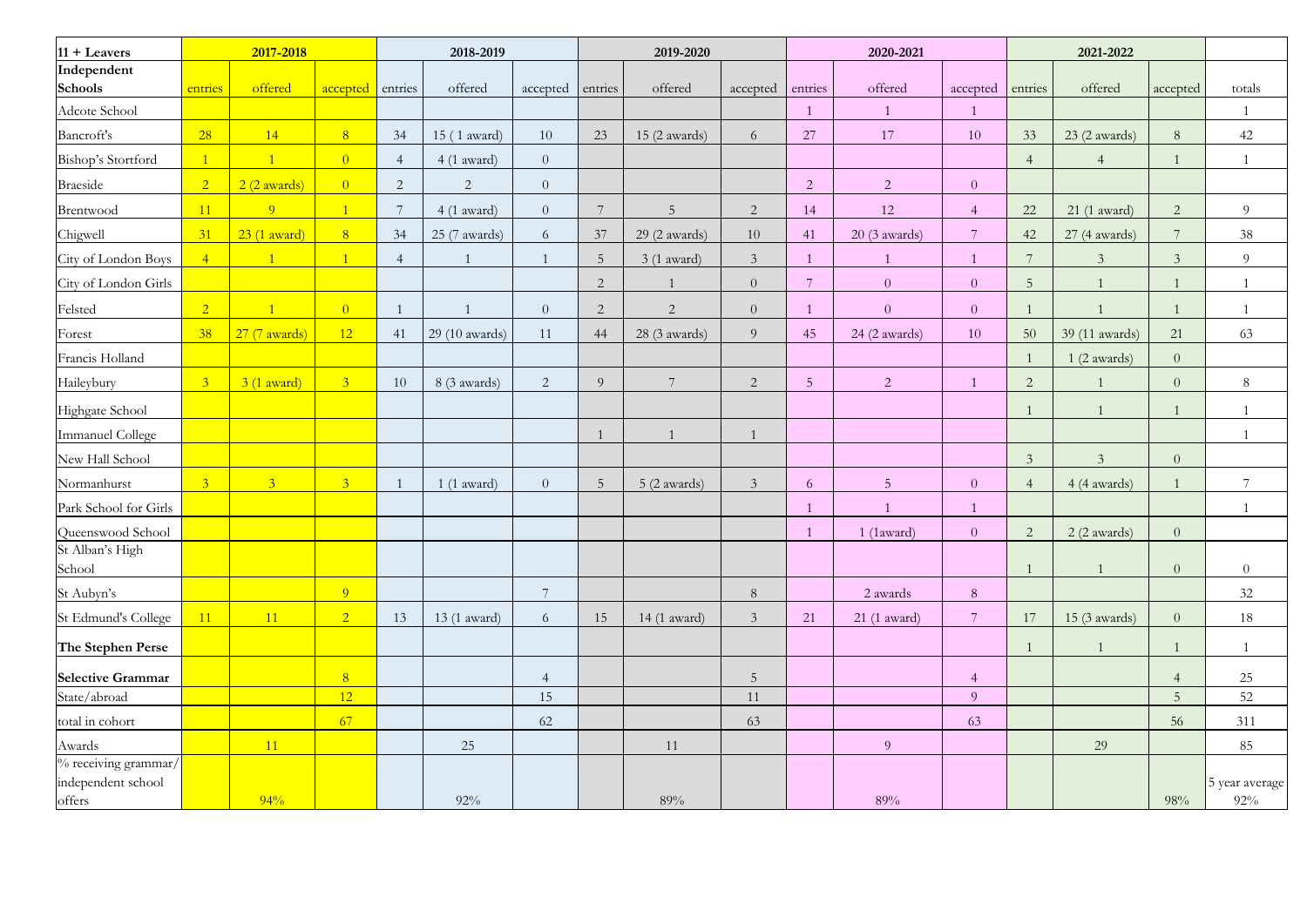| 11 + Leavers | 2017-2018 | | | 2018-2019 | | | 2019-2020 | | | 2020-2021 | | | 2021-2022 | | | |
|---|---|---|---|---|---|---|---|---|---|---|---|---|---|---|---|---|
| **Independent Schools** | entries | offered | accepted | entries | offered | accepted | entries | offered | accepted | entries | offered | accepted | entries | offered | accepted | totals |
| Adcote School | | | | | | | | | | 1 | 1 | 1 | | | | 1 |
| Bancroft's | 28 | 14 | 8 | 34 | 15 ( 1 award) | 10 | 23 | 15 (2 awards) | 6 | 27 | 17 | 10 | 33 | 23 (2 awards) | 8 | 42 |
| Bishop's Stortford | 1 | 1 | 0 | 4 | 4 (1 award) | 0 | | | | | | | 4 | 4 | 1 | 1 |
| Braeside | 2 | 2 (2 awards) | 0 | 2 | 2 | 0 | | | | 2 | 2 | 0 | | | | |
| Brentwood | 11 | 9 | 1 | 7 | 4 (1 award) | 0 | 7 | 5 | 2 | 14 | 12 | 4 | 22 | 21 (1 award) | 2 | 9 |
| Chigwell | 31 | 23 (1 award) | 8 | 34 | 25 (7 awards) | 6 | 37 | 29 (2 awards) | 10 | 41 | 20 (3 awards) | 7 | 42 | 27 (4 awards) | 7 | 38 |
| City of London Boys | 4 | 1 | 1 | 4 | 1 | 1 | 5 | 3 (1 award) | 3 | 1 | 1 | 1 | 7 | 3 | 3 | 9 |
| City of London Girls | | | | | | | 2 | 1 | 0 | 7 | 0 | 0 | 5 | 1 | 1 | 1 |
| Felsted | 2 | 1 | 0 | 1 | 1 | 0 | 2 | 2 | 0 | 1 | 0 | 0 | 1 | 1 | 1 | 1 |
| Forest | 38 | 27 (7 awards) | 12 | 41 | 29 (10 awards) | 11 | 44 | 28 (3 awards) | 9 | 45 | 24 (2 awards) | 10 | 50 | 39 (11 awards) | 21 | 63 |
| Francis Holland | | | | | | | | | | | | | 1 | 1 (2 awards) | 0 | |
| Haileybury | 3 | 3 (1 award) | 3 | 10 | 8 (3 awards) | 2 | 9 | 7 | 2 | 5 | 2 | 1 | 2 | 1 | 0 | 8 |
| Highgate School | | | | | | | | | | | | | 1 | 1 | 1 | 1 |
| Immanuel College | | | | | | | 1 | 1 | 1 | | | | | | | 1 |
| New Hall School | | | | | | | | | | | | | 3 | 3 | 0 | |
| Normanhurst | 3 | 3 | 3 | 1 | 1 (1 award) | 0 | 5 | 5 (2 awards) | 3 | 6 | 5 | 0 | 4 | 4 (4 awards) | 1 | 7 |
| Park School for Girls | | | | | | | | | | 1 | 1 | 1 | | | | 1 |
| Queenswood School | | | | | | | | | | 1 | 1 (1award) | 0 | 2 | 2 (2 awards) | 0 | |
| St Alban's High School | | | | | | | | | | | | | 1 | 1 | 0 | 0 |
| St Aubyn's | | | 9 | | | 7 | | | 8 | | 2 awards | 8 | | | | 32 |
| St Edmund's College | 11 | 11 | 2 | 13 | 13 (1 award) | 6 | 15 | 14 (1 award) | 3 | 21 | 21 (1 award) | 7 | 17 | 15 (3 awards) | 0 | 18 |
| **The Stephen Perse** | | | | | | | | | | | | | 1 | 1 | 1 | 1 |
| **Selective Grammar** | | | 8 | | | 4 | | | 5 | | | 4 | | | 4 | 25 |
| State/abroad | | | 12 | | | 15 | | | 11 | | | 9 | | | 5 | 52 |
| total in cohort | | | 67 | | | 62 | | | 63 | | | 63 | | | 56 | 311 |
| Awards | | 11 | | | 25 | | | 11 | | | 9 | | | 29 | | 85 |
| % receiving grammar/ independent school offers | | 94% | | | 92% | | | 89% | | | 89% | | | | 98% | 5 year average 92% |